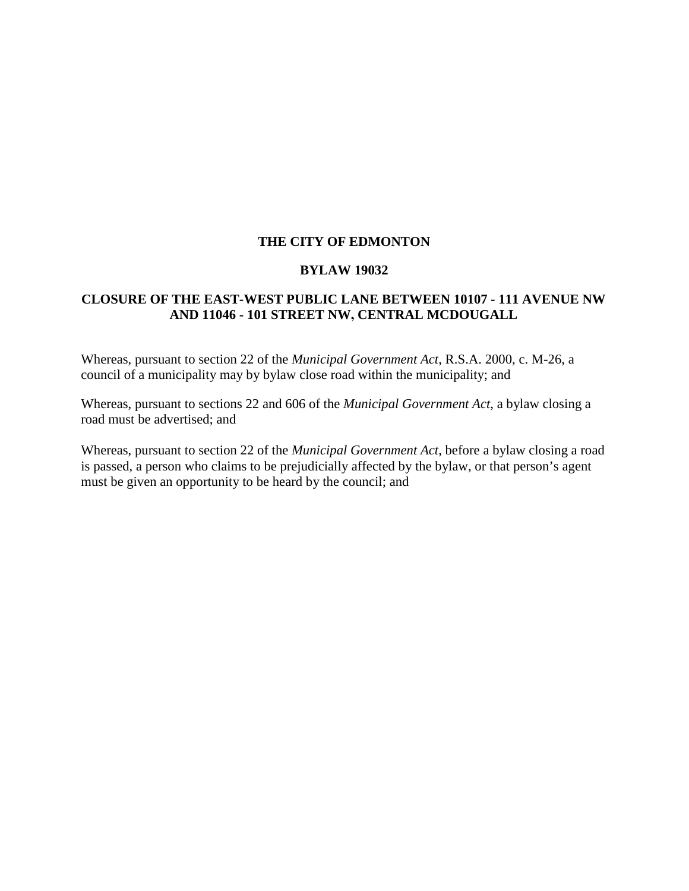# THE CITY OF EDMONTON

## BYLAW 19032

## CLOSURE OF THE EAST-WEST PUBLIC LANE BETWEEN 10107 - 111 AVENUE NW AND 11046 - 101 STREET NW, CENTRAL MCDOUGALL

Whereas, pursuant to section 22 of the *Municipal Government Act*, R.S.A. 2000, c. M-26, a council of a municipality may by bylaw close road within the municipality; and

Whereas, pursuant to sections 22 and 606 of the *Municipal Government Act*, a bylaw closing a road must be advertised; and

Whereas, pursuant to section 22 of the *Municipal Government Act*, before a bylaw closing a road is passed, a person who claims to be prejudicially affected by the bylaw, or that person's agent must be given an opportunity to be heard by the council; and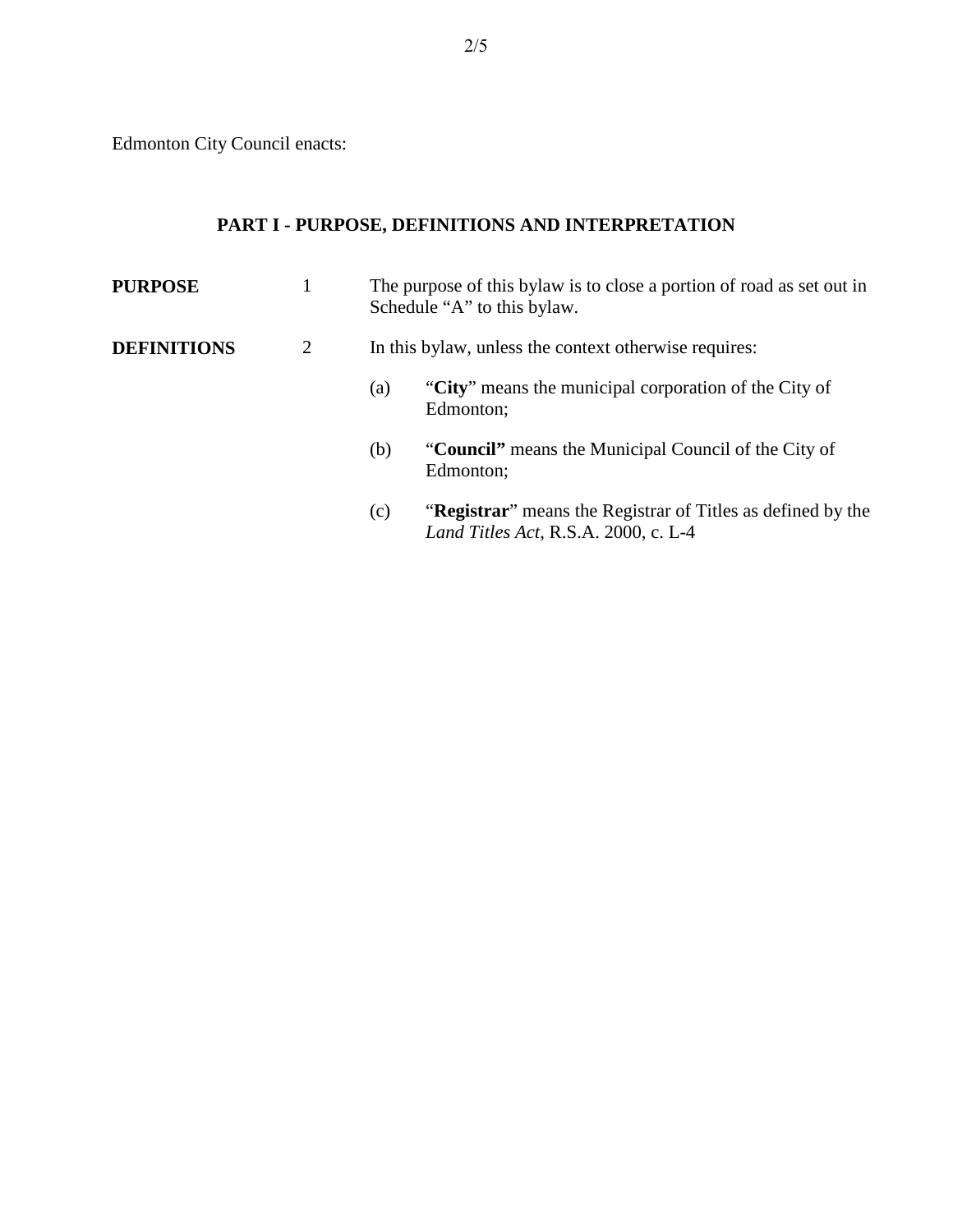Edmonton City Council enacts:

## PART I - PURPOSE, DEFINITIONS AND INTERPRETATION

**PURPOSE** 1 The purpose of this bylaw is to close a portion of road as set out in Schedule "A" to this bylaw.

**DEFINITIONS** 2 In this bylaw, unless the context otherwise requires:

(a) "**City**" means the municipal corporation of the City of Edmonton;

(b) "**Council"** means the Municipal Council of the City of Edmonton;

(c) "**Registrar**" means the Registrar of Titles as defined by the *Land Titles Act*, R.S.A. 2000, c. L-4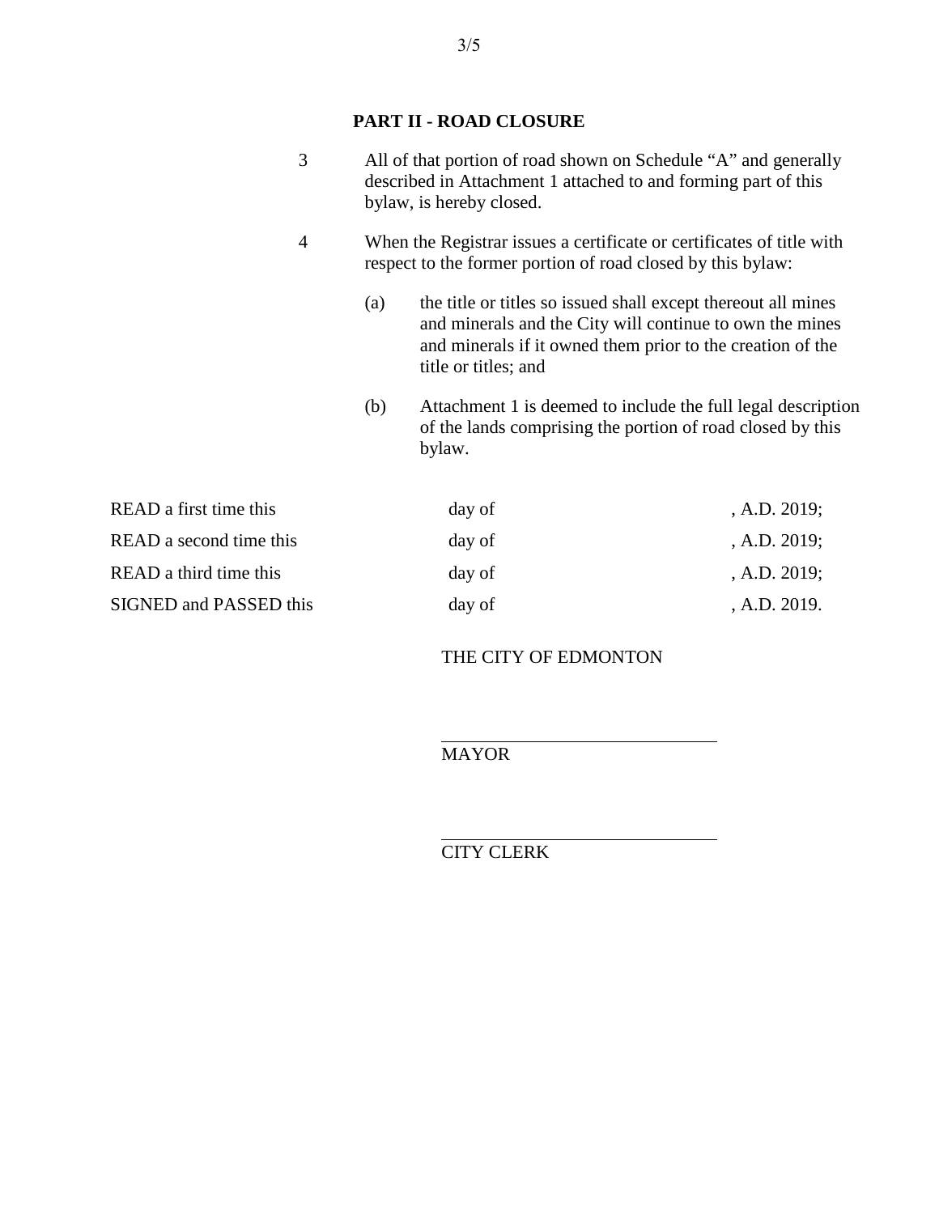## PART II - ROAD CLOSURE

3 All of that portion of road shown on Schedule "A" and generally described in Attachment 1 attached to and forming part of this bylaw, is hereby closed.

4 When the Registrar issues a certificate or certificates of title with respect to the former portion of road closed by this bylaw:

(a) the title or titles so issued shall except thereout all mines and minerals and the City will continue to own the mines and minerals if it owned them prior to the creation of the title or titles; and

(b) Attachment 1 is deemed to include the full legal description of the lands comprising the portion of road closed by this bylaw.

| | | |
|---|---|---|
| READ a first time this | day of | , A.D. 2019; |
| READ a second time this | day of | , A.D. 2019; |
| READ a third time this | day of | , A.D. 2019; |
| SIGNED and PASSED this | day of | , A.D. 2019. |

THE CITY OF EDMONTON

_______________________________
MAYOR

_______________________________
CITY CLERK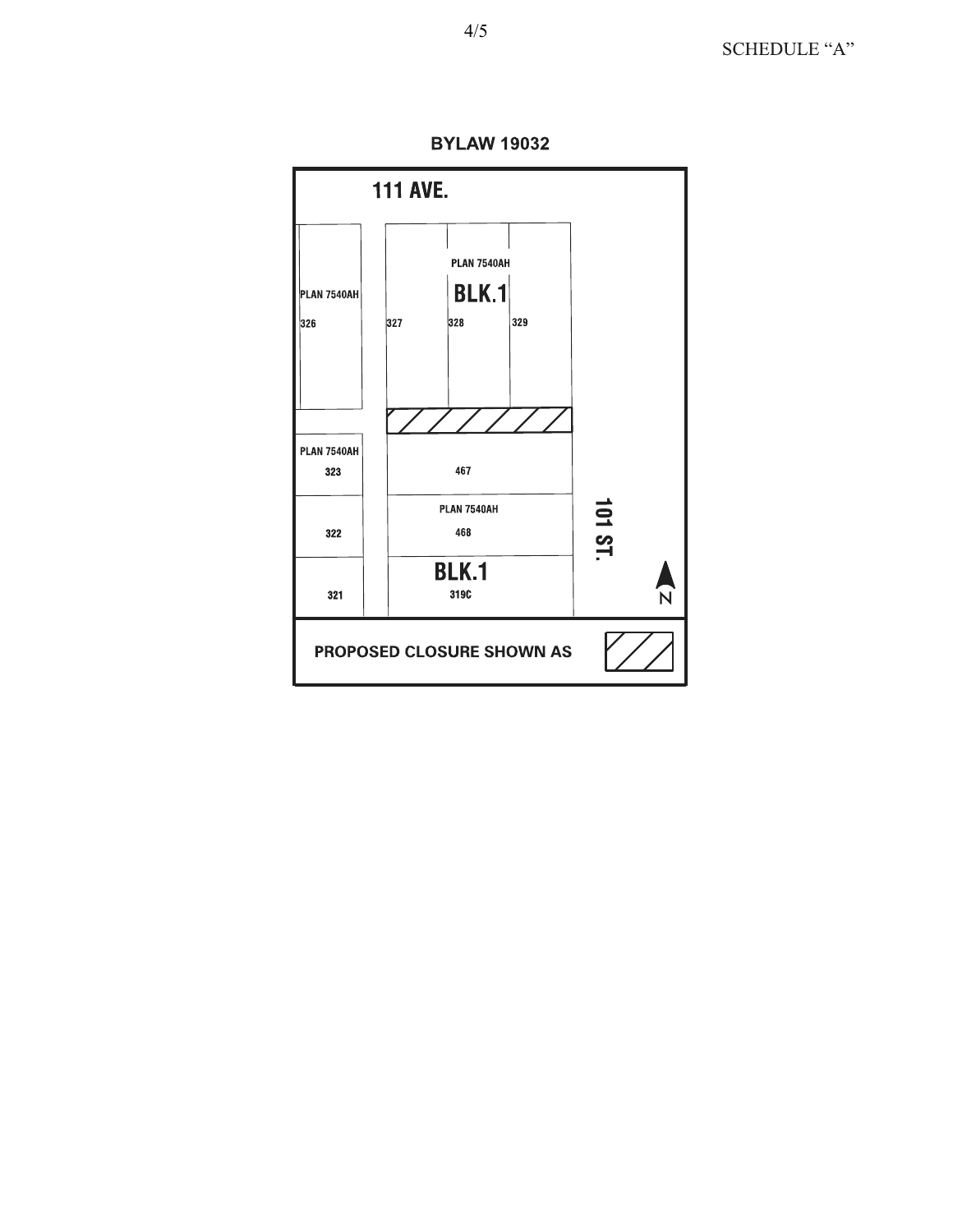SCHEDULE “A”

**BYLAW 19032**

111 AVE.

PLAN 7540AH

BLK.1

PLAN 7540AH

326

327

328

329

PLAN 7540AH

323

467

PLAN 7540AH

322

468

101 ST.

BLK.1

321

319C

N

PROPOSED CLOSURE SHOWN AS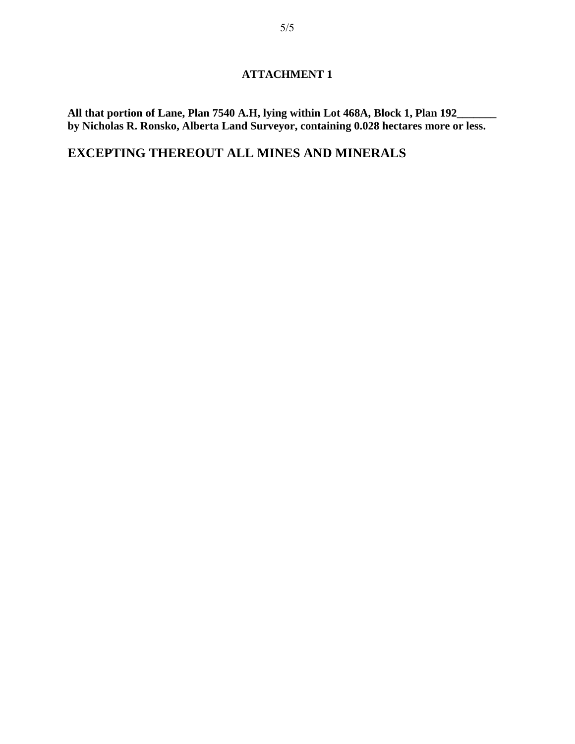## ATTACHMENT 1

**All that portion of Lane, Plan 7540 A.H, lying within Lot 468A, Block 1, Plan 192_______ by Nicholas R. Ronsko, Alberta Land Surveyor, containing 0.028 hectares more or less.**

## EXCEPTING THEREOUT ALL MINES AND MINERALS